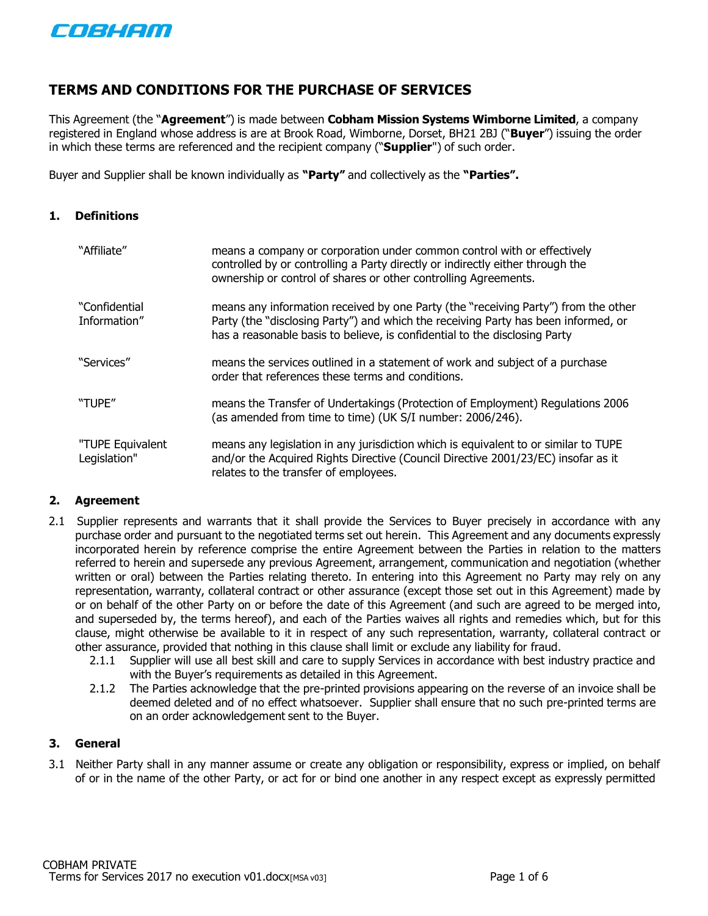COBHAM

# TERMS AND CONDITIONS FOR THE PURCHASE OF SERVICES

This Agreement (the "**Agreement**") is made between **Cobham Mission Systems Wimborne Limited**, a company registered in England whose address is are at Brook Road, Wimborne, Dorset, BH21 2BJ ("**Buyer**") issuing the order in which these terms are referenced and the recipient company ("**Supplier**") of such order.

Buyer and Supplier shall be known individually as **"Party"** and collectively as the **"Parties".**

## 1. Definitions

| | |
|---|---|
| "Affiliate" | means a company or corporation under common control with or effectively controlled by or controlling a Party directly or indirectly either through the ownership or control of shares or other controlling Agreements. |
| "Confidential Information" | means any information received by one Party (the "receiving Party") from the other Party (the "disclosing Party") and which the receiving Party has been informed, or has a reasonable basis to believe, is confidential to the disclosing Party |
| "Services" | means the services outlined in a statement of work and subject of a purchase order that references these terms and conditions. |
| "TUPE" | means the Transfer of Undertakings (Protection of Employment) Regulations 2006 (as amended from time to time) (UK S/I number: 2006/246). |
| "TUPE Equivalent Legislation" | means any legislation in any jurisdiction which is equivalent to or similar to TUPE and/or the Acquired Rights Directive (Council Directive 2001/23/EC) insofar as it relates to the transfer of employees. |

## 2. Agreement

2.1 Supplier represents and warrants that it shall provide the Services to Buyer precisely in accordance with any purchase order and pursuant to the negotiated terms set out herein. This Agreement and any documents expressly incorporated herein by reference comprise the entire Agreement between the Parties in relation to the matters referred to herein and supersede any previous Agreement, arrangement, communication and negotiation (whether written or oral) between the Parties relating thereto. In entering into this Agreement no Party may rely on any representation, warranty, collateral contract or other assurance (except those set out in this Agreement) made by or on behalf of the other Party on or before the date of this Agreement (and such are agreed to be merged into, and superseded by, the terms hereof), and each of the Parties waives all rights and remedies which, but for this clause, might otherwise be available to it in respect of any such representation, warranty, collateral contract or other assurance, provided that nothing in this clause shall limit or exclude any liability for fraud.

2.1.1 Supplier will use all best skill and care to supply Services in accordance with best industry practice and with the Buyer's requirements as detailed in this Agreement.

2.1.2 The Parties acknowledge that the pre-printed provisions appearing on the reverse of an invoice shall be deemed deleted and of no effect whatsoever. Supplier shall ensure that no such pre-printed terms are on an order acknowledgement sent to the Buyer.

## 3. General

3.1 Neither Party shall in any manner assume or create any obligation or responsibility, express or implied, on behalf of or in the name of the other Party, or act for or bind one another in any respect except as expressly permitted

COBHAM PRIVATE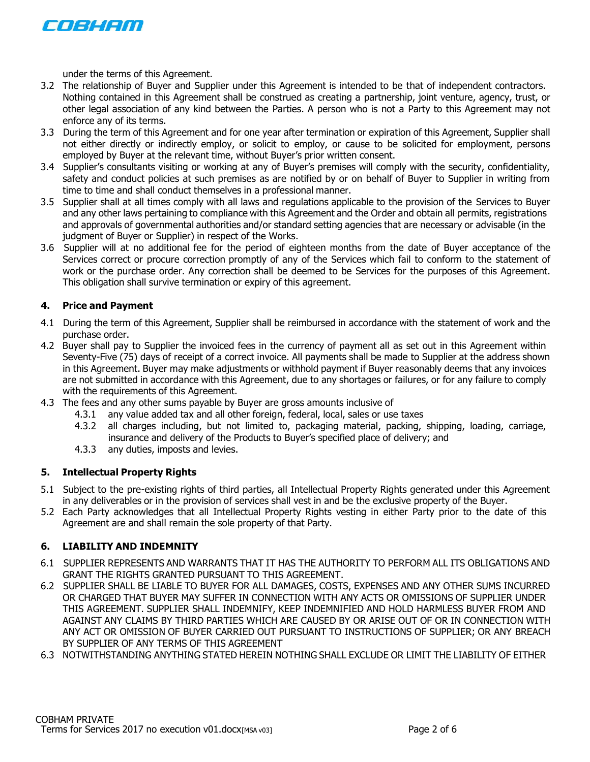under the terms of this Agreement.

3.2 The relationship of Buyer and Supplier under this Agreement is intended to be that of independent contractors. Nothing contained in this Agreement shall be construed as creating a partnership, joint venture, agency, trust, or other legal association of any kind between the Parties. A person who is not a Party to this Agreement may not enforce any of its terms.

3.3 During the term of this Agreement and for one year after termination or expiration of this Agreement, Supplier shall not either directly or indirectly employ, or solicit to employ, or cause to be solicited for employment, persons employed by Buyer at the relevant time, without Buyer's prior written consent.

3.4 Supplier's consultants visiting or working at any of Buyer's premises will comply with the security, confidentiality, safety and conduct policies at such premises as are notified by or on behalf of Buyer to Supplier in writing from time to time and shall conduct themselves in a professional manner.

3.5 Supplier shall at all times comply with all laws and regulations applicable to the provision of the Services to Buyer and any other laws pertaining to compliance with this Agreement and the Order and obtain all permits, registrations and approvals of governmental authorities and/or standard setting agencies that are necessary or advisable (in the judgment of Buyer or Supplier) in respect of the Works.

3.6 Supplier will at no additional fee for the period of eighteen months from the date of Buyer acceptance of the Services correct or procure correction promptly of any of the Services which fail to conform to the statement of work or the purchase order. Any correction shall be deemed to be Services for the purposes of this Agreement. This obligation shall survive termination or expiry of this agreement.

## 4. Price and Payment

4.1 During the term of this Agreement, Supplier shall be reimbursed in accordance with the statement of work and the purchase order.

4.2 Buyer shall pay to Supplier the invoiced fees in the currency of payment all as set out in this Agreement within Seventy-Five (75) days of receipt of a correct invoice. All payments shall be made to Supplier at the address shown in this Agreement. Buyer may make adjustments or withhold payment if Buyer reasonably deems that any invoices are not submitted in accordance with this Agreement, due to any shortages or failures, or for any failure to comply with the requirements of this Agreement.

4.3 The fees and any other sums payable by Buyer are gross amounts inclusive of

4.3.1 any value added tax and all other foreign, federal, local, sales or use taxes

4.3.2 all charges including, but not limited to, packaging material, packing, shipping, loading, carriage, insurance and delivery of the Products to Buyer's specified place of delivery; and

4.3.3 any duties, imposts and levies.

## 5. Intellectual Property Rights

5.1 Subject to the pre-existing rights of third parties, all Intellectual Property Rights generated under this Agreement in any deliverables or in the provision of services shall vest in and be the exclusive property of the Buyer.

5.2 Each Party acknowledges that all Intellectual Property Rights vesting in either Party prior to the date of this Agreement are and shall remain the sole property of that Party.

## 6. LIABILITY AND INDEMNITY

6.1 SUPPLIER REPRESENTS AND WARRANTS THAT IT HAS THE AUTHORITY TO PERFORM ALL ITS OBLIGATIONS AND GRANT THE RIGHTS GRANTED PURSUANT TO THIS AGREEMENT.

6.2 SUPPLIER SHALL BE LIABLE TO BUYER FOR ALL DAMAGES, COSTS, EXPENSES AND ANY OTHER SUMS INCURRED OR CHARGED THAT BUYER MAY SUFFER IN CONNECTION WITH ANY ACTS OR OMISSIONS OF SUPPLIER UNDER THIS AGREEMENT. SUPPLIER SHALL INDEMNIFY, KEEP INDEMNIFIED AND HOLD HARMLESS BUYER FROM AND AGAINST ANY CLAIMS BY THIRD PARTIES WHICH ARE CAUSED BY OR ARISE OUT OF OR IN CONNECTION WITH ANY ACT OR OMISSION OF BUYER CARRIED OUT PURSUANT TO INSTRUCTIONS OF SUPPLIER; OR ANY BREACH BY SUPPLIER OF ANY TERMS OF THIS AGREEMENT

6.3 NOTWITHSTANDING ANYTHING STATED HEREIN NOTHING SHALL EXCLUDE OR LIMIT THE LIABILITY OF EITHER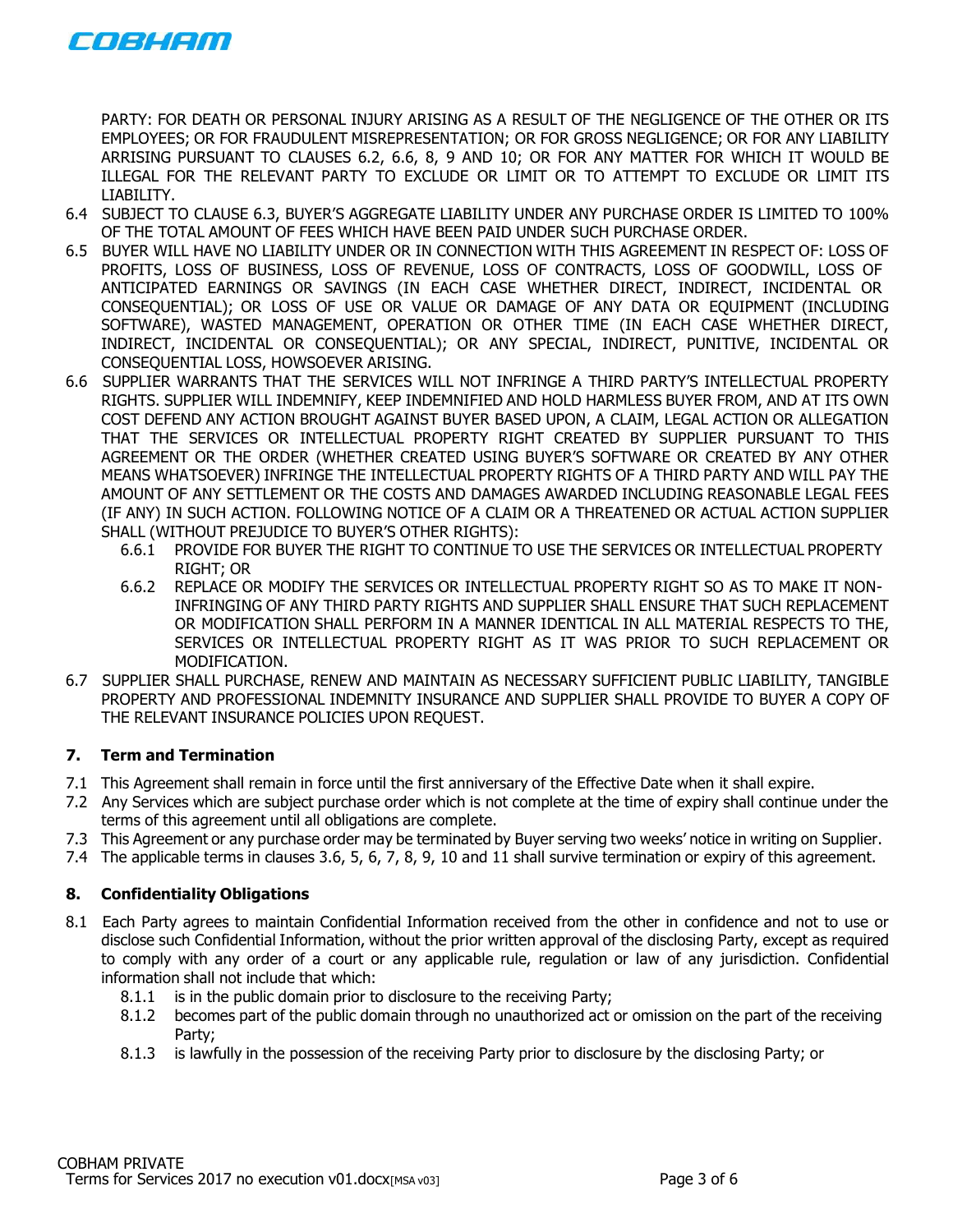PARTY: FOR DEATH OR PERSONAL INJURY ARISING AS A RESULT OF THE NEGLIGENCE OF THE OTHER OR ITS EMPLOYEES; OR FOR FRAUDULENT MISREPRESENTATION; OR FOR GROSS NEGLIGENCE; OR FOR ANY LIABILITY ARRISING PURSUANT TO CLAUSES 6.2, 6.6, 8, 9 AND 10; OR FOR ANY MATTER FOR WHICH IT WOULD BE ILLEGAL FOR THE RELEVANT PARTY TO EXCLUDE OR LIMIT OR TO ATTEMPT TO EXCLUDE OR LIMIT ITS LIABILITY.

6.4 SUBJECT TO CLAUSE 6.3, BUYER'S AGGREGATE LIABILITY UNDER ANY PURCHASE ORDER IS LIMITED TO 100% OF THE TOTAL AMOUNT OF FEES WHICH HAVE BEEN PAID UNDER SUCH PURCHASE ORDER.

6.5 BUYER WILL HAVE NO LIABILITY UNDER OR IN CONNECTION WITH THIS AGREEMENT IN RESPECT OF: LOSS OF PROFITS, LOSS OF BUSINESS, LOSS OF REVENUE, LOSS OF CONTRACTS, LOSS OF GOODWILL, LOSS OF ANTICIPATED EARNINGS OR SAVINGS (IN EACH CASE WHETHER DIRECT, INDIRECT, INCIDENTAL OR CONSEQUENTIAL); OR LOSS OF USE OR VALUE OR DAMAGE OF ANY DATA OR EQUIPMENT (INCLUDING SOFTWARE), WASTED MANAGEMENT, OPERATION OR OTHER TIME (IN EACH CASE WHETHER DIRECT, INDIRECT, INCIDENTAL OR CONSEQUENTIAL); OR ANY SPECIAL, INDIRECT, PUNITIVE, INCIDENTAL OR CONSEQUENTIAL LOSS, HOWSOEVER ARISING.

6.6 SUPPLIER WARRANTS THAT THE SERVICES WILL NOT INFRINGE A THIRD PARTY'S INTELLECTUAL PROPERTY RIGHTS. SUPPLIER WILL INDEMNIFY, KEEP INDEMNIFIED AND HOLD HARMLESS BUYER FROM, AND AT ITS OWN COST DEFEND ANY ACTION BROUGHT AGAINST BUYER BASED UPON, A CLAIM, LEGAL ACTION OR ALLEGATION THAT THE SERVICES OR INTELLECTUAL PROPERTY RIGHT CREATED BY SUPPLIER PURSUANT TO THIS AGREEMENT OR THE ORDER (WHETHER CREATED USING BUYER'S SOFTWARE OR CREATED BY ANY OTHER MEANS WHATSOEVER) INFRINGE THE INTELLECTUAL PROPERTY RIGHTS OF A THIRD PARTY AND WILL PAY THE AMOUNT OF ANY SETTLEMENT OR THE COSTS AND DAMAGES AWARDED INCLUDING REASONABLE LEGAL FEES (IF ANY) IN SUCH ACTION. FOLLOWING NOTICE OF A CLAIM OR A THREATENED OR ACTUAL ACTION SUPPLIER SHALL (WITHOUT PREJUDICE TO BUYER'S OTHER RIGHTS):

  6.6.1 PROVIDE FOR BUYER THE RIGHT TO CONTINUE TO USE THE SERVICES OR INTELLECTUAL PROPERTY RIGHT; OR

  6.6.2 REPLACE OR MODIFY THE SERVICES OR INTELLECTUAL PROPERTY RIGHT SO AS TO MAKE IT NON-INFRINGING OF ANY THIRD PARTY RIGHTS AND SUPPLIER SHALL ENSURE THAT SUCH REPLACEMENT OR MODIFICATION SHALL PERFORM IN A MANNER IDENTICAL IN ALL MATERIAL RESPECTS TO THE, SERVICES OR INTELLECTUAL PROPERTY RIGHT AS IT WAS PRIOR TO SUCH REPLACEMENT OR MODIFICATION.

6.7 SUPPLIER SHALL PURCHASE, RENEW AND MAINTAIN AS NECESSARY SUFFICIENT PUBLIC LIABILITY, TANGIBLE PROPERTY AND PROFESSIONAL INDEMNITY INSURANCE AND SUPPLIER SHALL PROVIDE TO BUYER A COPY OF THE RELEVANT INSURANCE POLICIES UPON REQUEST.

## 7. Term and Termination

7.1 This Agreement shall remain in force until the first anniversary of the Effective Date when it shall expire.

7.2 Any Services which are subject purchase order which is not complete at the time of expiry shall continue under the terms of this agreement until all obligations are complete.

7.3 This Agreement or any purchase order may be terminated by Buyer serving two weeks' notice in writing on Supplier.

7.4 The applicable terms in clauses 3.6, 5, 6, 7, 8, 9, 10 and 11 shall survive termination or expiry of this agreement.

## 8. Confidentiality Obligations

8.1 Each Party agrees to maintain Confidential Information received from the other in confidence and not to use or disclose such Confidential Information, without the prior written approval of the disclosing Party, except as required to comply with any order of a court or any applicable rule, regulation or law of any jurisdiction. Confidential information shall not include that which:

  8.1.1 is in the public domain prior to disclosure to the receiving Party;

  8.1.2 becomes part of the public domain through no unauthorized act or omission on the part of the receiving Party;

  8.1.3 is lawfully in the possession of the receiving Party prior to disclosure by the disclosing Party; or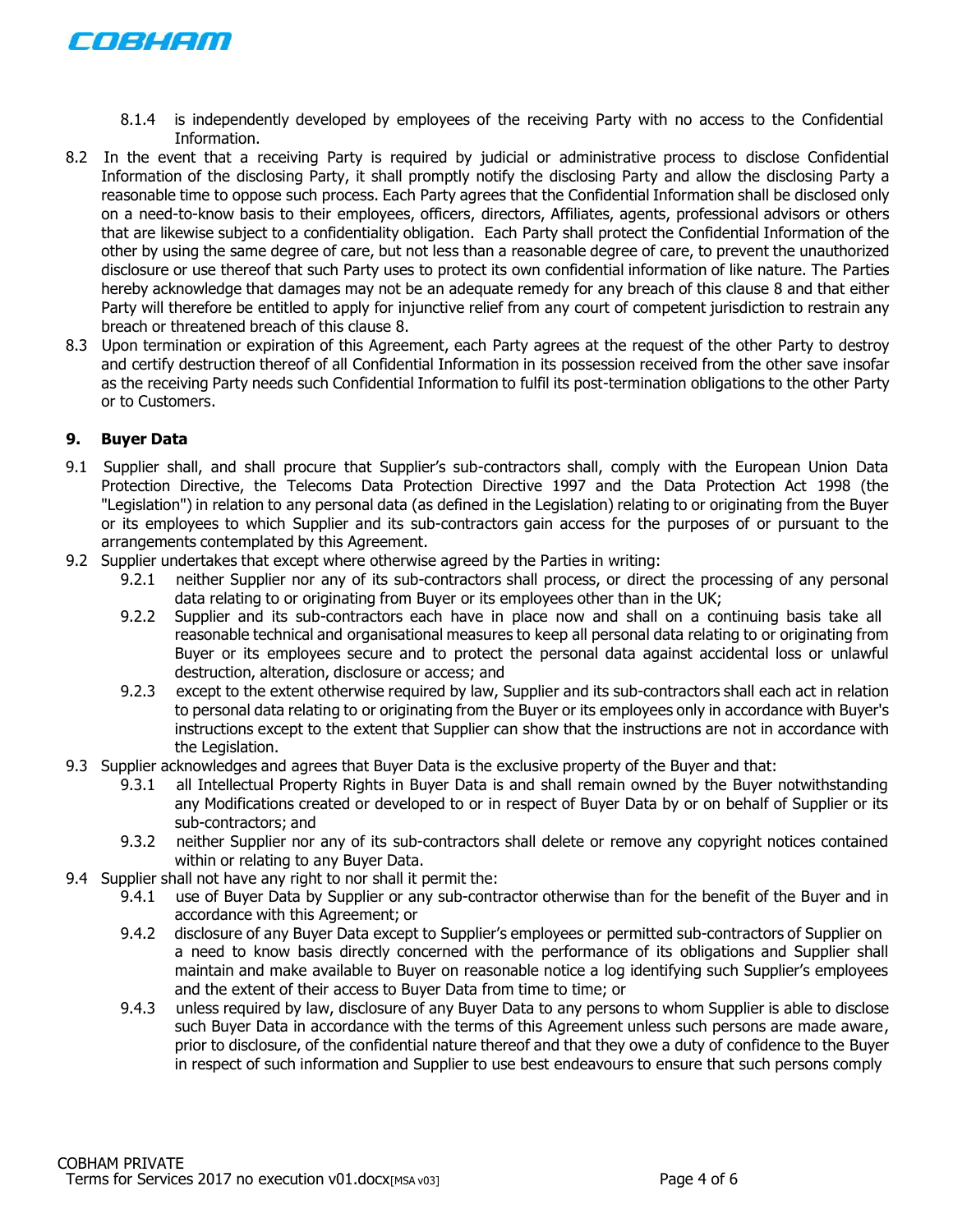8.1.4 is independently developed by employees of the receiving Party with no access to the Confidential Information.

8.2 In the event that a receiving Party is required by judicial or administrative process to disclose Confidential Information of the disclosing Party, it shall promptly notify the disclosing Party and allow the disclosing Party a reasonable time to oppose such process. Each Party agrees that the Confidential Information shall be disclosed only on a need-to-know basis to their employees, officers, directors, Affiliates, agents, professional advisors or others that are likewise subject to a confidentiality obligation. Each Party shall protect the Confidential Information of the other by using the same degree of care, but not less than a reasonable degree of care, to prevent the unauthorized disclosure or use thereof that such Party uses to protect its own confidential information of like nature. The Parties hereby acknowledge that damages may not be an adequate remedy for any breach of this clause 8 and that either Party will therefore be entitled to apply for injunctive relief from any court of competent jurisdiction to restrain any breach or threatened breach of this clause 8.

8.3 Upon termination or expiration of this Agreement, each Party agrees at the request of the other Party to destroy and certify destruction thereof of all Confidential Information in its possession received from the other save insofar as the receiving Party needs such Confidential Information to fulfil its post-termination obligations to the other Party or to Customers.

## 9. Buyer Data

9.1 Supplier shall, and shall procure that Supplier's sub-contractors shall, comply with the European Union Data Protection Directive, the Telecoms Data Protection Directive 1997 and the Data Protection Act 1998 (the "Legislation") in relation to any personal data (as defined in the Legislation) relating to or originating from the Buyer or its employees to which Supplier and its sub-contractors gain access for the purposes of or pursuant to the arrangements contemplated by this Agreement.

9.2 Supplier undertakes that except where otherwise agreed by the Parties in writing:

9.2.1 neither Supplier nor any of its sub-contractors shall process, or direct the processing of any personal data relating to or originating from Buyer or its employees other than in the UK;

9.2.2 Supplier and its sub-contractors each have in place now and shall on a continuing basis take all reasonable technical and organisational measures to keep all personal data relating to or originating from Buyer or its employees secure and to protect the personal data against accidental loss or unlawful destruction, alteration, disclosure or access; and

9.2.3 except to the extent otherwise required by law, Supplier and its sub-contractors shall each act in relation to personal data relating to or originating from the Buyer or its employees only in accordance with Buyer's instructions except to the extent that Supplier can show that the instructions are not in accordance with the Legislation.

9.3 Supplier acknowledges and agrees that Buyer Data is the exclusive property of the Buyer and that:

9.3.1 all Intellectual Property Rights in Buyer Data is and shall remain owned by the Buyer notwithstanding any Modifications created or developed to or in respect of Buyer Data by or on behalf of Supplier or its sub-contractors; and

9.3.2 neither Supplier nor any of its sub-contractors shall delete or remove any copyright notices contained within or relating to any Buyer Data.

9.4 Supplier shall not have any right to nor shall it permit the:

9.4.1 use of Buyer Data by Supplier or any sub-contractor otherwise than for the benefit of the Buyer and in accordance with this Agreement; or

9.4.2 disclosure of any Buyer Data except to Supplier's employees or permitted sub-contractors of Supplier on a need to know basis directly concerned with the performance of its obligations and Supplier shall maintain and make available to Buyer on reasonable notice a log identifying such Supplier's employees and the extent of their access to Buyer Data from time to time; or

9.4.3 unless required by law, disclosure of any Buyer Data to any persons to whom Supplier is able to disclose such Buyer Data in accordance with the terms of this Agreement unless such persons are made aware, prior to disclosure, of the confidential nature thereof and that they owe a duty of confidence to the Buyer in respect of such information and Supplier to use best endeavours to ensure that such persons comply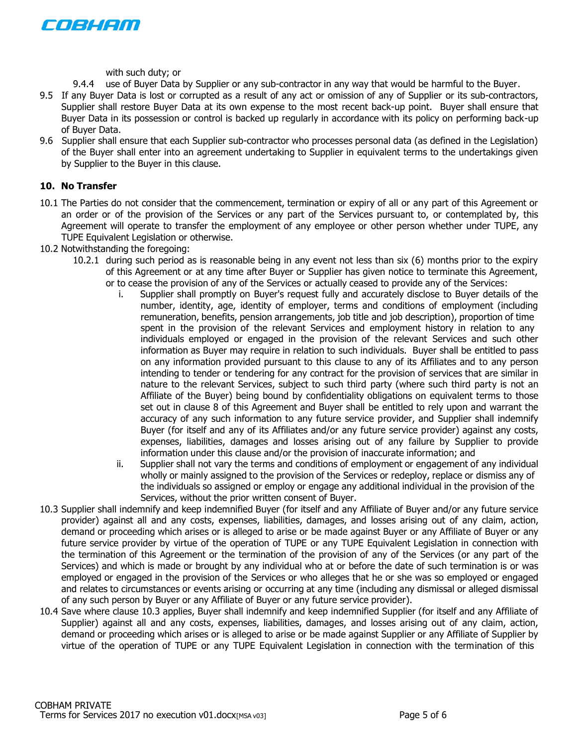with such duty; or

9.4.4 use of Buyer Data by Supplier or any sub-contractor in any way that would be harmful to the Buyer.

9.5 If any Buyer Data is lost or corrupted as a result of any act or omission of any of Supplier or its sub-contractors, Supplier shall restore Buyer Data at its own expense to the most recent back-up point. Buyer shall ensure that Buyer Data in its possession or control is backed up regularly in accordance with its policy on performing back-up of Buyer Data.

9.6 Supplier shall ensure that each Supplier sub-contractor who processes personal data (as defined in the Legislation) of the Buyer shall enter into an agreement undertaking to Supplier in equivalent terms to the undertakings given by Supplier to the Buyer in this clause.

## 10. No Transfer

10.1 The Parties do not consider that the commencement, termination or expiry of all or any part of this Agreement or an order or of the provision of the Services or any part of the Services pursuant to, or contemplated by, this Agreement will operate to transfer the employment of any employee or other person whether under TUPE, any TUPE Equivalent Legislation or otherwise.

10.2 Notwithstanding the foregoing:

10.2.1 during such period as is reasonable being in any event not less than six (6) months prior to the expiry of this Agreement or at any time after Buyer or Supplier has given notice to terminate this Agreement, or to cease the provision of any of the Services or actually ceased to provide any of the Services:

i. Supplier shall promptly on Buyer's request fully and accurately disclose to Buyer details of the number, identity, age, identity of employer, terms and conditions of employment (including remuneration, benefits, pension arrangements, job title and job description), proportion of time spent in the provision of the relevant Services and employment history in relation to any individuals employed or engaged in the provision of the relevant Services and such other information as Buyer may require in relation to such individuals. Buyer shall be entitled to pass on any information provided pursuant to this clause to any of its Affiliates and to any person intending to tender or tendering for any contract for the provision of services that are similar in nature to the relevant Services, subject to such third party (where such third party is not an Affiliate of the Buyer) being bound by confidentiality obligations on equivalent terms to those set out in clause 8 of this Agreement and Buyer shall be entitled to rely upon and warrant the accuracy of any such information to any future service provider, and Supplier shall indemnify Buyer (for itself and any of its Affiliates and/or any future service provider) against any costs, expenses, liabilities, damages and losses arising out of any failure by Supplier to provide information under this clause and/or the provision of inaccurate information; and

ii. Supplier shall not vary the terms and conditions of employment or engagement of any individual wholly or mainly assigned to the provision of the Services or redeploy, replace or dismiss any of the individuals so assigned or employ or engage any additional individual in the provision of the Services, without the prior written consent of Buyer.

10.3 Supplier shall indemnify and keep indemnified Buyer (for itself and any Affiliate of Buyer and/or any future service provider) against all and any costs, expenses, liabilities, damages, and losses arising out of any claim, action, demand or proceeding which arises or is alleged to arise or be made against Buyer or any Affiliate of Buyer or any future service provider by virtue of the operation of TUPE or any TUPE Equivalent Legislation in connection with the termination of this Agreement or the termination of the provision of any of the Services (or any part of the Services) and which is made or brought by any individual who at or before the date of such termination is or was employed or engaged in the provision of the Services or who alleges that he or she was so employed or engaged and relates to circumstances or events arising or occurring at any time (including any dismissal or alleged dismissal of any such person by Buyer or any Affiliate of Buyer or any future service provider).

10.4 Save where clause 10.3 applies, Buyer shall indemnify and keep indemnified Supplier (for itself and any Affiliate of Supplier) against all and any costs, expenses, liabilities, damages, and losses arising out of any claim, action, demand or proceeding which arises or is alleged to arise or be made against Supplier or any Affiliate of Supplier by virtue of the operation of TUPE or any TUPE Equivalent Legislation in connection with the termination of this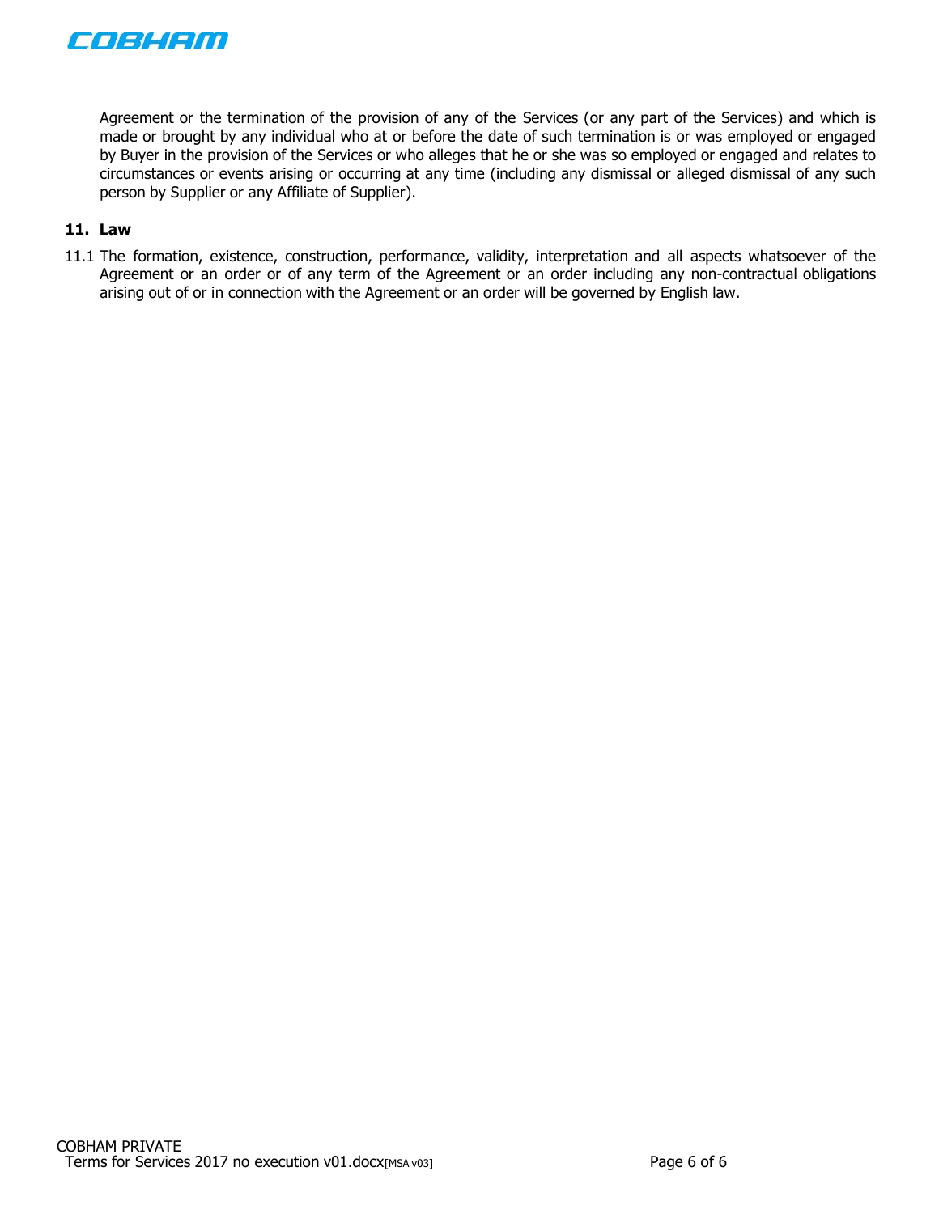Agreement or the termination of the provision of any of the Services (or any part of the Services) and which is made or brought by any individual who at or before the date of such termination is or was employed or engaged by Buyer in the provision of the Services or who alleges that he or she was so employed or engaged and relates to circumstances or events arising or occurring at any time (including any dismissal or alleged dismissal of any such person by Supplier or any Affiliate of Supplier).

## 11. Law

11.1 The formation, existence, construction, performance, validity, interpretation and all aspects whatsoever of the Agreement or an order or of any term of the Agreement or an order including any non-contractual obligations arising out of or in connection with the Agreement or an order will be governed by English law.